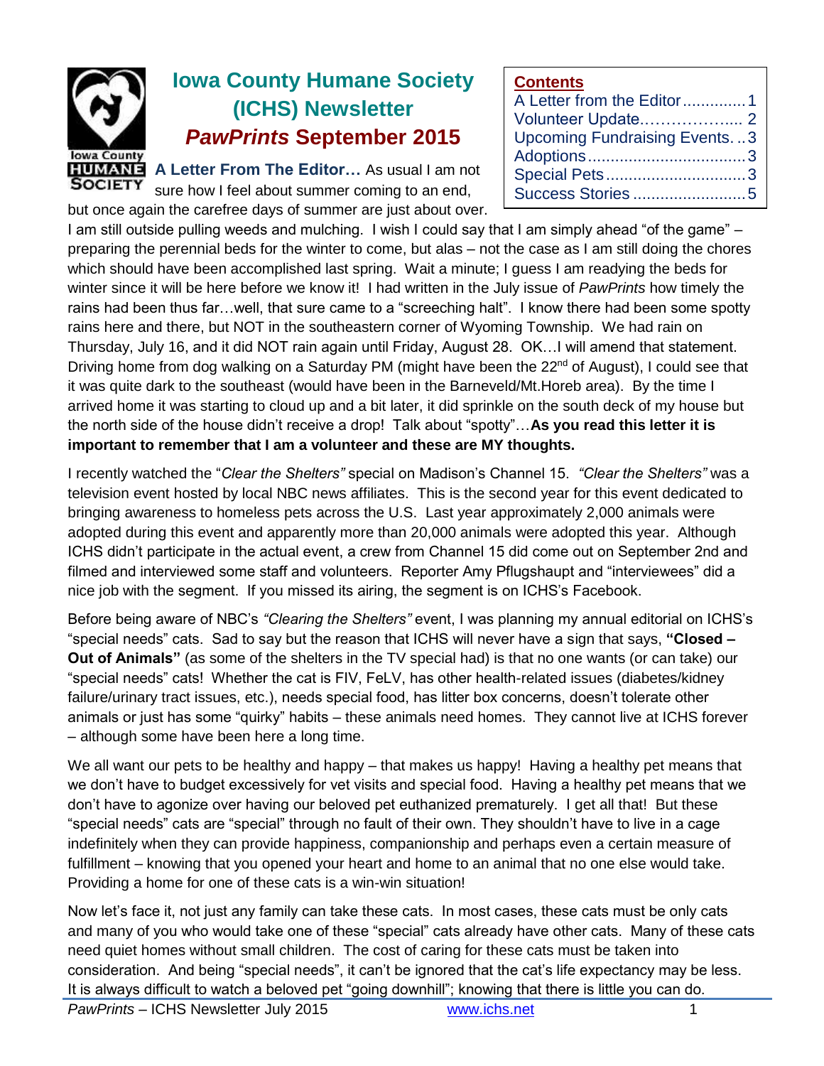# Iowa County Humane Society (ICHS) Newsletter *PawPrints* September 2015

| Contents | |
|---|---|
| A Letter from the Editor | 1 |
| Volunteer Update | 2 |
| Upcoming Fundraising Events | 3 |
| Adoptions | 3 |
| Special Pets | 3 |
| Success Stories | 5 |

**A Letter From The Editor…** As usual I am not sure how I feel about summer coming to an end, but once again the carefree days of summer are just about over. I am still outside pulling weeds and mulching. I wish I could say that I am simply ahead "of the game" – preparing the perennial beds for the winter to come, but alas – not the case as I am still doing the chores which should have been accomplished last spring. Wait a minute; I guess I am readying the beds for winter since it will be here before we know it! I had written in the July issue of *PawPrints* how timely the rains had been thus far…well, that sure came to a "screeching halt". I know there had been some spotty rains here and there, but NOT in the southeastern corner of Wyoming Township. We had rain on Thursday, July 16, and it did NOT rain again until Friday, August 28. OK…I will amend that statement. Driving home from dog walking on a Saturday PM (might have been the 22nd of August), I could see that it was quite dark to the southeast (would have been in the Barneveld/Mt.Horeb area). By the time I arrived home it was starting to cloud up and a bit later, it did sprinkle on the south deck of my house but the north side of the house didn't receive a drop! Talk about "spotty"…**As you read this letter it is important to remember that I am a volunteer and these are MY thoughts.**

I recently watched the "*Clear the Shelters"* special on Madison's Channel 15. *"Clear the Shelters"* was a television event hosted by local NBC news affiliates. This is the second year for this event dedicated to bringing awareness to homeless pets across the U.S. Last year approximately 2,000 animals were adopted during this event and apparently more than 20,000 animals were adopted this year. Although ICHS didn't participate in the actual event, a crew from Channel 15 did come out on September 2nd and filmed and interviewed some staff and volunteers. Reporter Amy Pflugshaupt and "interviewees" did a nice job with the segment. If you missed its airing, the segment is on ICHS's Facebook.

Before being aware of NBC's *"Clearing the Shelters"* event, I was planning my annual editorial on ICHS's "special needs" cats. Sad to say but the reason that ICHS will never have a sign that says, **"Closed – Out of Animals"** (as some of the shelters in the TV special had) is that no one wants (or can take) our "special needs" cats! Whether the cat is FIV, FeLV, has other health-related issues (diabetes/kidney failure/urinary tract issues, etc.), needs special food, has litter box concerns, doesn't tolerate other animals or just has some "quirky" habits – these animals need homes. They cannot live at ICHS forever – although some have been here a long time.

We all want our pets to be healthy and happy – that makes us happy! Having a healthy pet means that we don't have to budget excessively for vet visits and special food. Having a healthy pet means that we don't have to agonize over having our beloved pet euthanized prematurely. I get all that! But these "special needs" cats are "special" through no fault of their own. They shouldn't have to live in a cage indefinitely when they can provide happiness, companionship and perhaps even a certain measure of fulfillment – knowing that you opened your heart and home to an animal that no one else would take. Providing a home for one of these cats is a win-win situation!

Now let's face it, not just any family can take these cats. In most cases, these cats must be only cats and many of you who would take one of these "special" cats already have other cats. Many of these cats need quiet homes without small children. The cost of caring for these cats must be taken into consideration. And being "special needs", it can't be ignored that the cat's life expectancy may be less. It is always difficult to watch a beloved pet "going downhill"; knowing that there is little you can do.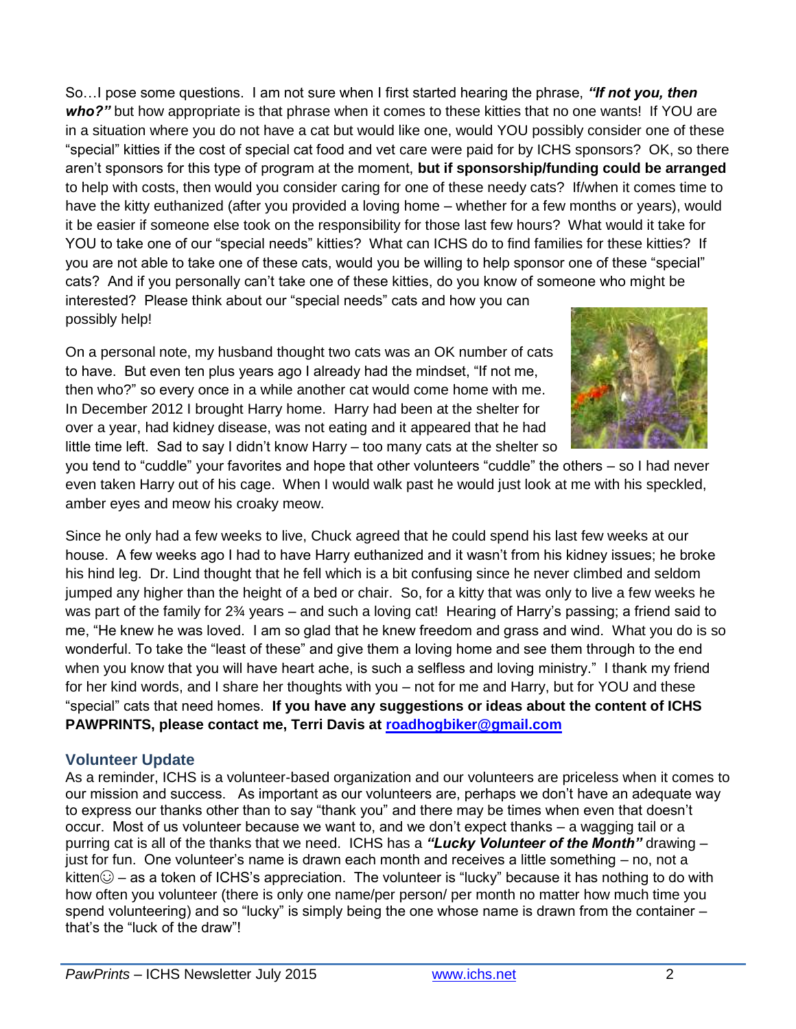So…I pose some questions. I am not sure when I first started hearing the phrase, ***"If not you, then who?"*** but how appropriate is that phrase when it comes to these kitties that no one wants! If YOU are in a situation where you do not have a cat but would like one, would YOU possibly consider one of these "special" kitties if the cost of special cat food and vet care were paid for by ICHS sponsors? OK, so there aren't sponsors for this type of program at the moment, **but if sponsorship/funding could be arranged** to help with costs, then would you consider caring for one of these needy cats? If/when it comes time to have the kitty euthanized (after you provided a loving home – whether for a few months or years), would it be easier if someone else took on the responsibility for those last few hours? What would it take for YOU to take one of our "special needs" kitties? What can ICHS do to find families for these kitties? If you are not able to take one of these cats, would you be willing to help sponsor one of these "special" cats? And if you personally can't take one of these kitties, do you know of someone who might be interested? Please think about our "special needs" cats and how you can possibly help!

On a personal note, my husband thought two cats was an OK number of cats to have. But even ten plus years ago I already had the mindset, "If not me, then who?" so every once in a while another cat would come home with me. In December 2012 I brought Harry home. Harry had been at the shelter for over a year, had kidney disease, was not eating and it appeared that he had little time left. Sad to say I didn't know Harry – too many cats at the shelter so you tend to "cuddle" your favorites and hope that other volunteers "cuddle" the others – so I had never even taken Harry out of his cage. When I would walk past he would just look at me with his speckled, amber eyes and meow his croaky meow.

Since he only had a few weeks to live, Chuck agreed that he could spend his last few weeks at our house. A few weeks ago I had to have Harry euthanized and it wasn't from his kidney issues; he broke his hind leg. Dr. Lind thought that he fell which is a bit confusing since he never climbed and seldom jumped any higher than the height of a bed or chair. So, for a kitty that was only to live a few weeks he was part of the family for 2¾ years – and such a loving cat! Hearing of Harry's passing; a friend said to me, "He knew he was loved. I am so glad that he knew freedom and grass and wind. What you do is so wonderful. To take the "least of these" and give them a loving home and see them through to the end when you know that you will have heart ache, is such a selfless and loving ministry." I thank my friend for her kind words, and I share her thoughts with you – not for me and Harry, but for YOU and these "special" cats that need homes. **If you have any suggestions or ideas about the content of ICHS PAWPRINTS, please contact me, Terri Davis at roadhogbiker@gmail.com**

## Volunteer Update

As a reminder, ICHS is a volunteer-based organization and our volunteers are priceless when it comes to our mission and success. As important as our volunteers are, perhaps we don't have an adequate way to express our thanks other than to say "thank you" and there may be times when even that doesn't occur. Most of us volunteer because we want to, and we don't expect thanks – a wagging tail or a purring cat is all of the thanks that we need. ICHS has a ***"Lucky Volunteer of the Month"*** drawing – just for fun. One volunteer's name is drawn each month and receives a little something – no, not a kitten☺ – as a token of ICHS's appreciation. The volunteer is "lucky" because it has nothing to do with how often you volunteer (there is only one name/per person/ per month no matter how much time you spend volunteering) and so "lucky" is simply being the one whose name is drawn from the container – that's the "luck of the draw"!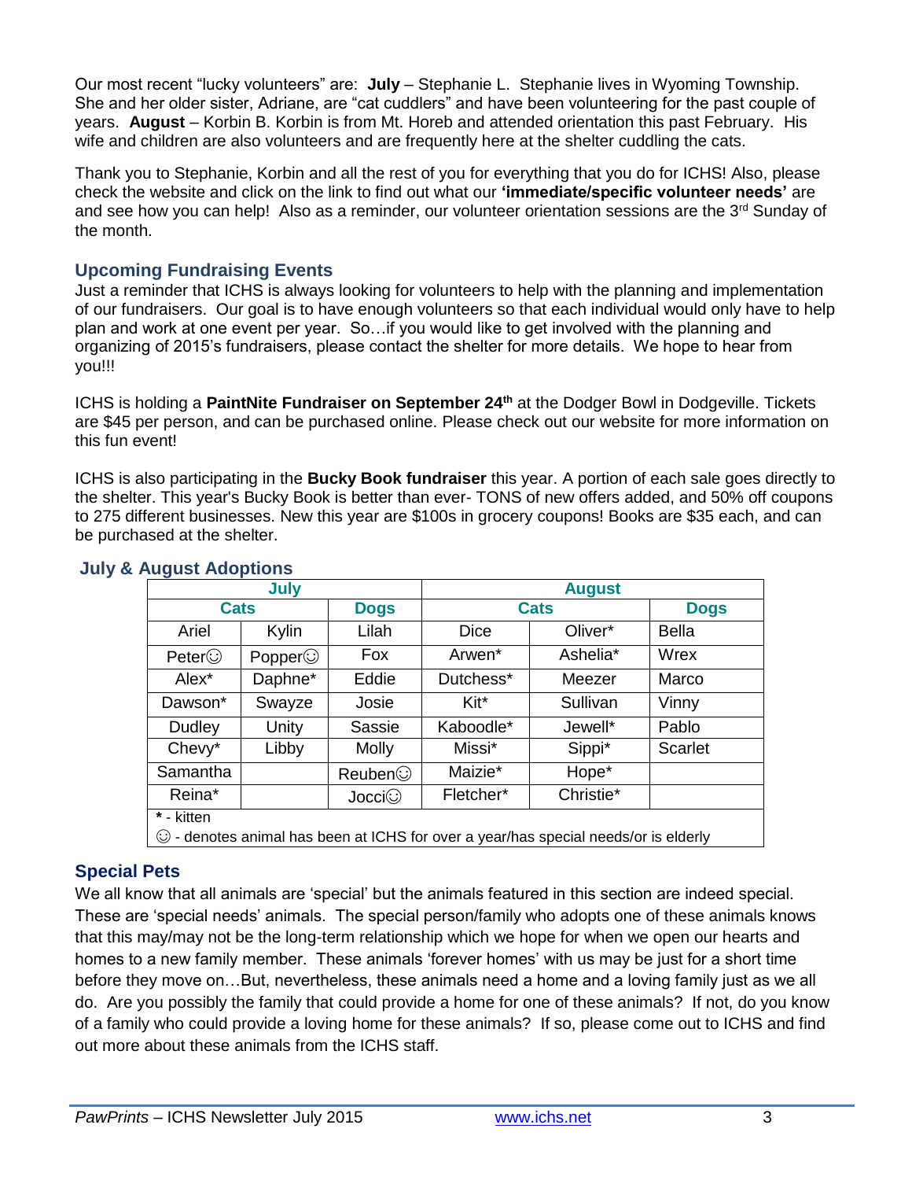Our most recent "lucky volunteers" are: **July** – Stephanie L. Stephanie lives in Wyoming Township. She and her older sister, Adriane, are "cat cuddlers" and have been volunteering for the past couple of years. **August** – Korbin B. Korbin is from Mt. Horeb and attended orientation this past February. His wife and children are also volunteers and are frequently here at the shelter cuddling the cats.

Thank you to Stephanie, Korbin and all the rest of you for everything that you do for ICHS! Also, please check the website and click on the link to find out what our **'immediate/specific volunteer needs'** are and see how you can help! Also as a reminder, our volunteer orientation sessions are the 3rd Sunday of the month.

## Upcoming Fundraising Events

Just a reminder that ICHS is always looking for volunteers to help with the planning and implementation of our fundraisers. Our goal is to have enough volunteers so that each individual would only have to help plan and work at one event per year. So…if you would like to get involved with the planning and organizing of 2015's fundraisers, please contact the shelter for more details. We hope to hear from you!!!

ICHS is holding a **PaintNite Fundraiser on September 24th** at the Dodger Bowl in Dodgeville. Tickets are $45 per person, and can be purchased online. Please check out our website for more information on this fun event!

ICHS is also participating in the **Bucky Book fundraiser** this year. A portion of each sale goes directly to the shelter. This year's Bucky Book is better than ever- TONS of new offers added, and 50% off coupons to 275 different businesses. New this year are $100s in grocery coupons! Books are $35 each, and can be purchased at the shelter.

## July & August Adoptions

| July | | | August | | |
|---|---|---|---|---|---|
| Cats | | Dogs | Cats | | Dogs |
| Ariel | Kylin | Lilah | Dice | Oliver* | Bella |
| Peter☺ | Popper☺ | Fox | Arwen* | Ashelia* | Wrex |
| Alex* | Daphne* | Eddie | Dutchess* | Meezer | Marco |
| Dawson* | Swayze | Josie | Kit* | Sullivan | Vinny |
| Dudley | Unity | Sassie | Kaboodle* | Jewell* | Pablo |
| Chevy* | Libby | Molly | Missi* | Sippi* | Scarlet |
| Samantha | | Reuben☺ | Maizie* | Hope* | |
| Reina* | | Jocci☺ | Fletcher* | Christie* | |

* - kitten

☺ - denotes animal has been at ICHS for over a year/has special needs/or is elderly

## Special Pets

We all know that all animals are 'special' but the animals featured in this section are indeed special. These are 'special needs' animals. The special person/family who adopts one of these animals knows that this may/may not be the long-term relationship which we hope for when we open our hearts and homes to a new family member. These animals 'forever homes' with us may be just for a short time before they move on…But, nevertheless, these animals need a home and a loving family just as we all do. Are you possibly the family that could provide a home for one of these animals? If not, do you know of a family who could provide a loving home for these animals? If so, please come out to ICHS and find out more about these animals from the ICHS staff.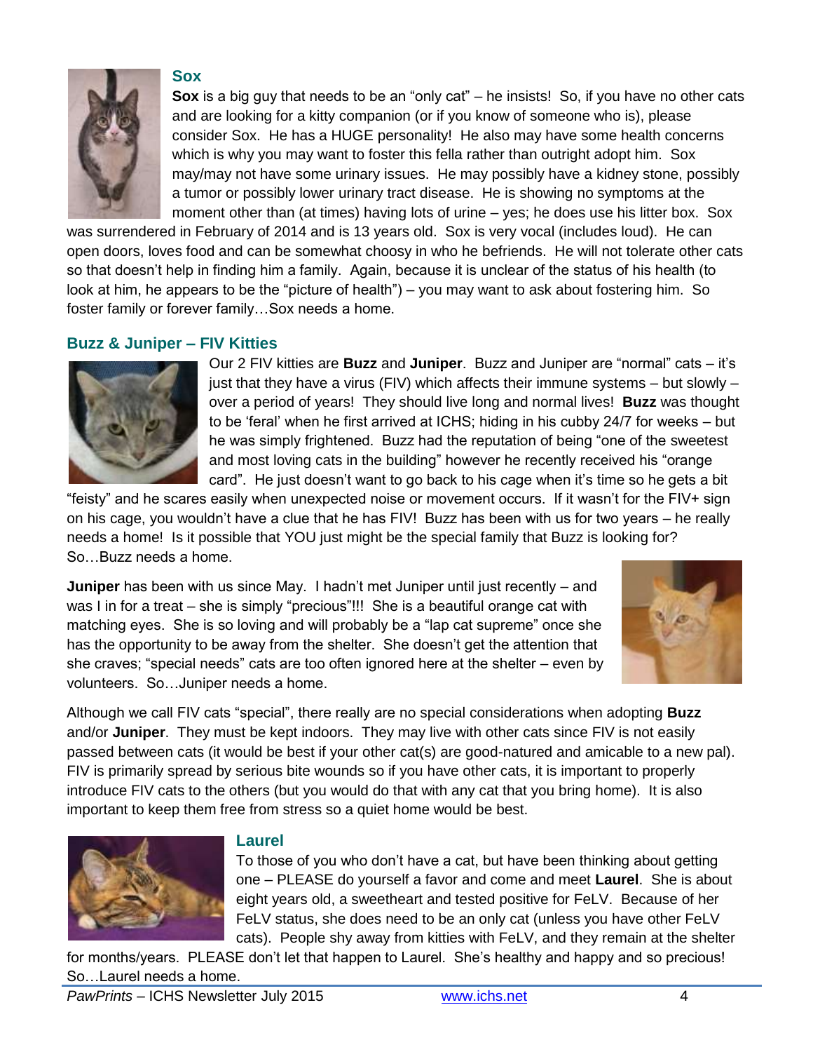## Sox

**Sox** is a big guy that needs to be an "only cat" – he insists! So, if you have no other cats and are looking for a kitty companion (or if you know of someone who is), please consider Sox. He has a HUGE personality! He also may have some health concerns which is why you may want to foster this fella rather than outright adopt him. Sox may/may not have some urinary issues. He may possibly have a kidney stone, possibly a tumor or possibly lower urinary tract disease. He is showing no symptoms at the moment other than (at times) having lots of urine – yes; he does use his litter box. Sox was surrendered in February of 2014 and is 13 years old. Sox is very vocal (includes loud). He can open doors, loves food and can be somewhat choosy in who he befriends. He will not tolerate other cats so that doesn't help in finding him a family. Again, because it is unclear of the status of his health (to look at him, he appears to be the "picture of health") – you may want to ask about fostering him. So foster family or forever family…Sox needs a home.

## Buzz & Juniper – FIV Kitties

Our 2 FIV kitties are **Buzz** and **Juniper**. Buzz and Juniper are "normal" cats – it's just that they have a virus (FIV) which affects their immune systems – but slowly – over a period of years! They should live long and normal lives! **Buzz** was thought to be 'feral' when he first arrived at ICHS; hiding in his cubby 24/7 for weeks – but he was simply frightened. Buzz had the reputation of being "one of the sweetest and most loving cats in the building" however he recently received his "orange card". He just doesn't want to go back to his cage when it's time so he gets a bit "feisty" and he scares easily when unexpected noise or movement occurs. If it wasn't for the FIV+ sign on his cage, you wouldn't have a clue that he has FIV! Buzz has been with us for two years – he really needs a home! Is it possible that YOU just might be the special family that Buzz is looking for? So…Buzz needs a home.

**Juniper** has been with us since May. I hadn't met Juniper until just recently – and was I in for a treat – she is simply "precious"!!! She is a beautiful orange cat with matching eyes. She is so loving and will probably be a "lap cat supreme" once she has the opportunity to be away from the shelter. She doesn't get the attention that she craves; "special needs" cats are too often ignored here at the shelter – even by volunteers. So…Juniper needs a home.

Although we call FIV cats "special", there really are no special considerations when adopting **Buzz** and/or **Juniper**. They must be kept indoors. They may live with other cats since FIV is not easily passed between cats (it would be best if your other cat(s) are good-natured and amicable to a new pal). FIV is primarily spread by serious bite wounds so if you have other cats, it is important to properly introduce FIV cats to the others (but you would do that with any cat that you bring home). It is also important to keep them free from stress so a quiet home would be best.

## Laurel

To those of you who don't have a cat, but have been thinking about getting one – PLEASE do yourself a favor and come and meet **Laurel**. She is about eight years old, a sweetheart and tested positive for FeLV. Because of her FeLV status, she does need to be an only cat (unless you have other FeLV cats). People shy away from kitties with FeLV, and they remain at the shelter for months/years. PLEASE don't let that happen to Laurel. She's healthy and happy and so precious! So…Laurel needs a home.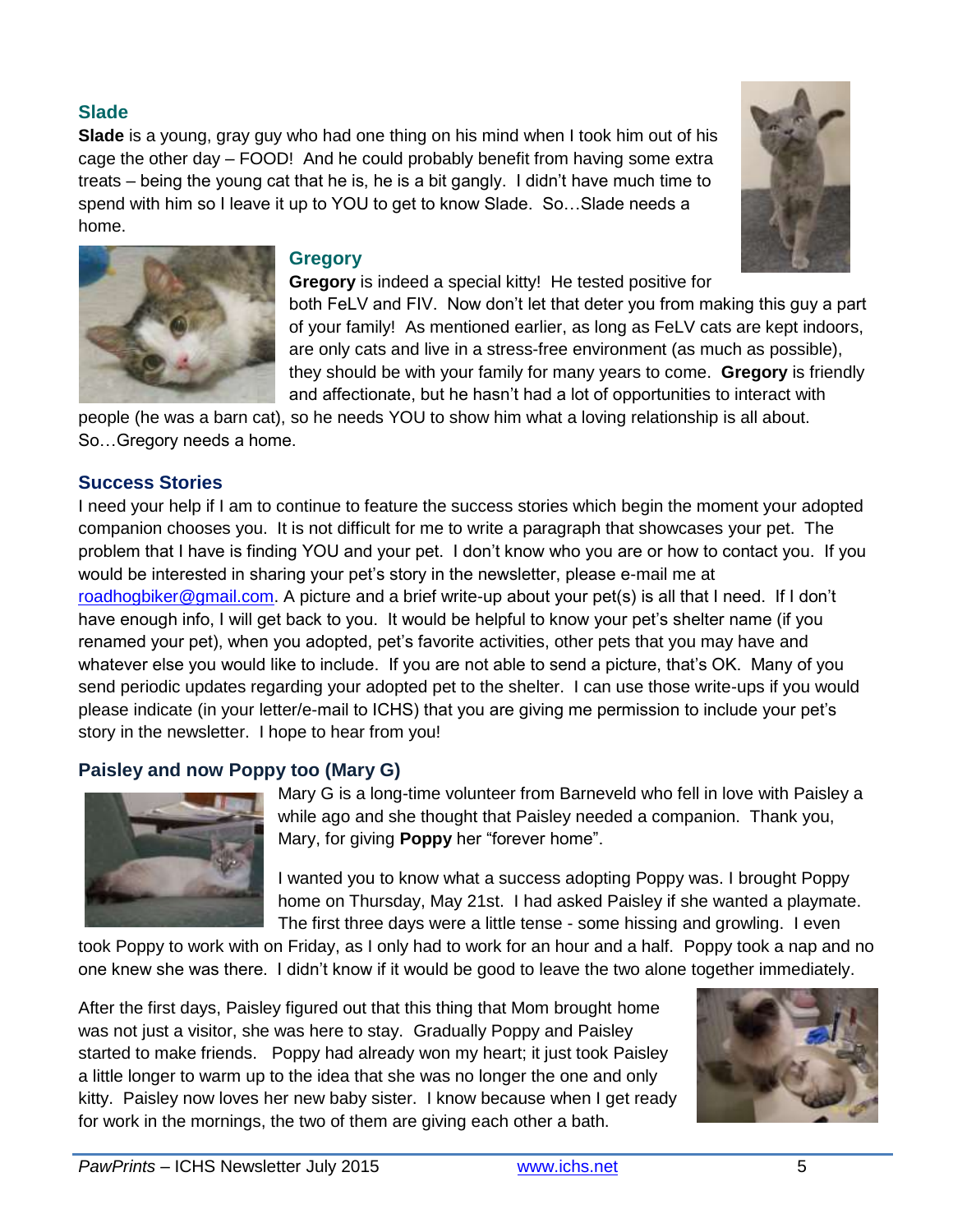### Slade

**Slade** is a young, gray guy who had one thing on his mind when I took him out of his cage the other day – FOOD! And he could probably benefit from having some extra treats – being the young cat that he is, he is a bit gangly. I didn't have much time to spend with him so I leave it up to YOU to get to know Slade. So…Slade needs a home.

### Gregory

**Gregory** is indeed a special kitty! He tested positive for both FeLV and FIV. Now don't let that deter you from making this guy a part of your family! As mentioned earlier, as long as FeLV cats are kept indoors, are only cats and live in a stress-free environment (as much as possible), they should be with your family for many years to come. **Gregory** is friendly and affectionate, but he hasn't had a lot of opportunities to interact with people (he was a barn cat), so he needs YOU to show him what a loving relationship is all about. So…Gregory needs a home.

## Success Stories

I need your help if I am to continue to feature the success stories which begin the moment your adopted companion chooses you. It is not difficult for me to write a paragraph that showcases your pet. The problem that I have is finding YOU and your pet. I don't know who you are or how to contact you. If you would be interested in sharing your pet's story in the newsletter, please e-mail me at roadhogbiker@gmail.com. A picture and a brief write-up about your pet(s) is all that I need. If I don't have enough info, I will get back to you. It would be helpful to know your pet's shelter name (if you renamed your pet), when you adopted, pet's favorite activities, other pets that you may have and whatever else you would like to include. If you are not able to send a picture, that's OK. Many of you send periodic updates regarding your adopted pet to the shelter. I can use those write-ups if you would please indicate (in your letter/e-mail to ICHS) that you are giving me permission to include your pet's story in the newsletter. I hope to hear from you!

### Paisley and now Poppy too (Mary G)

Mary G is a long-time volunteer from Barneveld who fell in love with Paisley a while ago and she thought that Paisley needed a companion. Thank you, Mary, for giving **Poppy** her "forever home".

I wanted you to know what a success adopting Poppy was. I brought Poppy home on Thursday, May 21st. I had asked Paisley if she wanted a playmate. The first three days were a little tense - some hissing and growling. I even took Poppy to work with on Friday, as I only had to work for an hour and a half. Poppy took a nap and no one knew she was there. I didn't know if it would be good to leave the two alone together immediately.

After the first days, Paisley figured out that this thing that Mom brought home was not just a visitor, she was here to stay. Gradually Poppy and Paisley started to make friends. Poppy had already won my heart; it just took Paisley a little longer to warm up to the idea that she was no longer the one and only kitty. Paisley now loves her new baby sister. I know because when I get ready for work in the mornings, the two of them are giving each other a bath.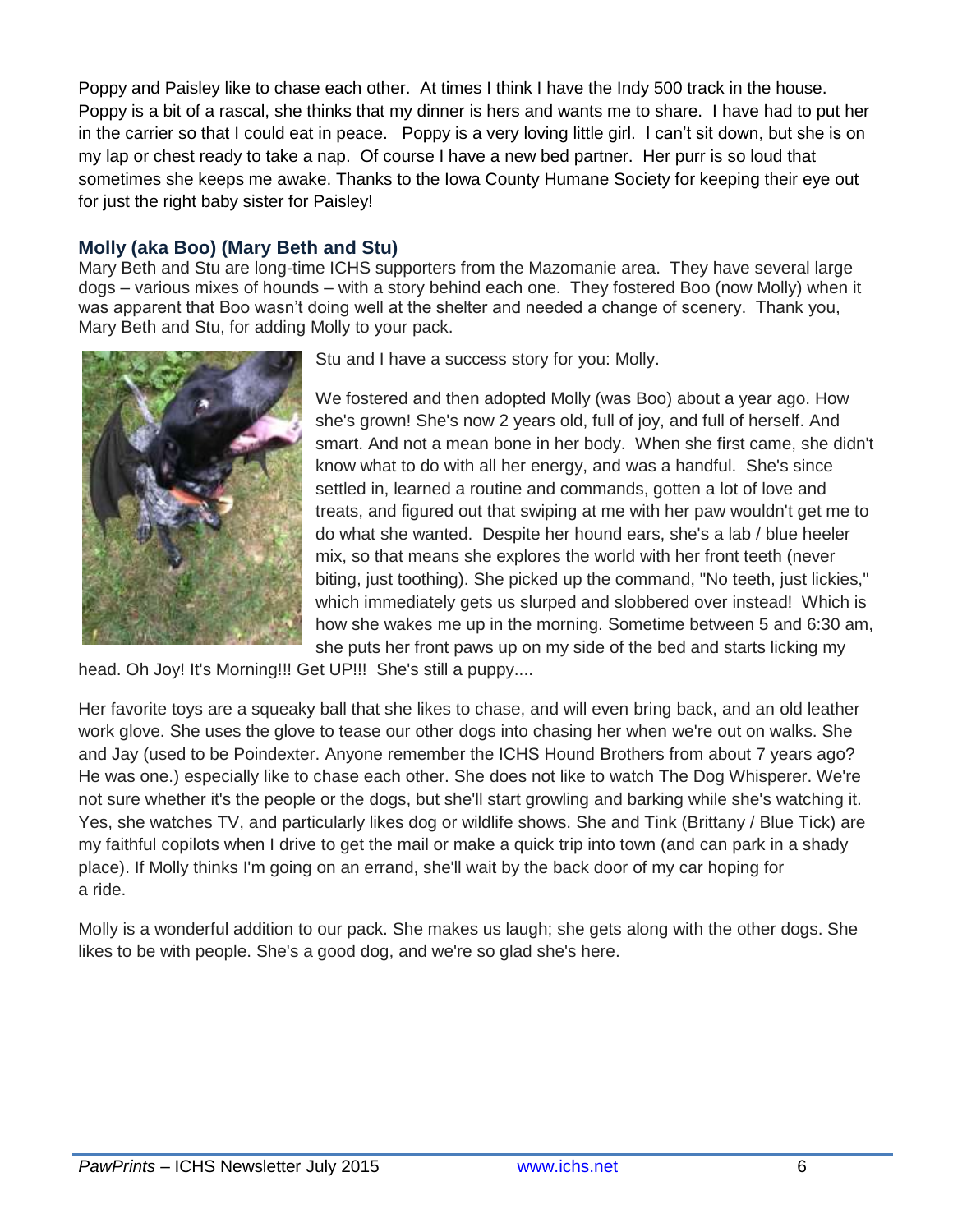Poppy and Paisley like to chase each other. At times I think I have the Indy 500 track in the house. Poppy is a bit of a rascal, she thinks that my dinner is hers and wants me to share. I have had to put her in the carrier so that I could eat in peace. Poppy is a very loving little girl. I can't sit down, but she is on my lap or chest ready to take a nap. Of course I have a new bed partner. Her purr is so loud that sometimes she keeps me awake. Thanks to the Iowa County Humane Society for keeping their eye out for just the right baby sister for Paisley!

### Molly (aka Boo) (Mary Beth and Stu)

Mary Beth and Stu are long-time ICHS supporters from the Mazomanie area. They have several large dogs – various mixes of hounds – with a story behind each one. They fostered Boo (now Molly) when it was apparent that Boo wasn't doing well at the shelter and needed a change of scenery. Thank you, Mary Beth and Stu, for adding Molly to your pack.

Stu and I have a success story for you: Molly.

We fostered and then adopted Molly (was Boo) about a year ago. How she's grown! She's now 2 years old, full of joy, and full of herself. And smart. And not a mean bone in her body. When she first came, she didn't know what to do with all her energy, and was a handful. She's since settled in, learned a routine and commands, gotten a lot of love and treats, and figured out that swiping at me with her paw wouldn't get me to do what she wanted. Despite her hound ears, she's a lab / blue heeler mix, so that means she explores the world with her front teeth (never biting, just toothing). She picked up the command, "No teeth, just lickies," which immediately gets us slurped and slobbered over instead! Which is how she wakes me up in the morning. Sometime between 5 and 6:30 am, she puts her front paws up on my side of the bed and starts licking my head. Oh Joy! It's Morning!!! Get UP!!! She's still a puppy....

Her favorite toys are a squeaky ball that she likes to chase, and will even bring back, and an old leather work glove. She uses the glove to tease our other dogs into chasing her when we're out on walks. She and Jay (used to be Poindexter. Anyone remember the ICHS Hound Brothers from about 7 years ago? He was one.) especially like to chase each other. She does not like to watch The Dog Whisperer. We're not sure whether it's the people or the dogs, but she'll start growling and barking while she's watching it. Yes, she watches TV, and particularly likes dog or wildlife shows. She and Tink (Brittany / Blue Tick) are my faithful copilots when I drive to get the mail or make a quick trip into town (and can park in a shady place). If Molly thinks I'm going on an errand, she'll wait by the back door of my car hoping for a ride.

Molly is a wonderful addition to our pack. She makes us laugh; she gets along with the other dogs. She likes to be with people. She's a good dog, and we're so glad she's here.